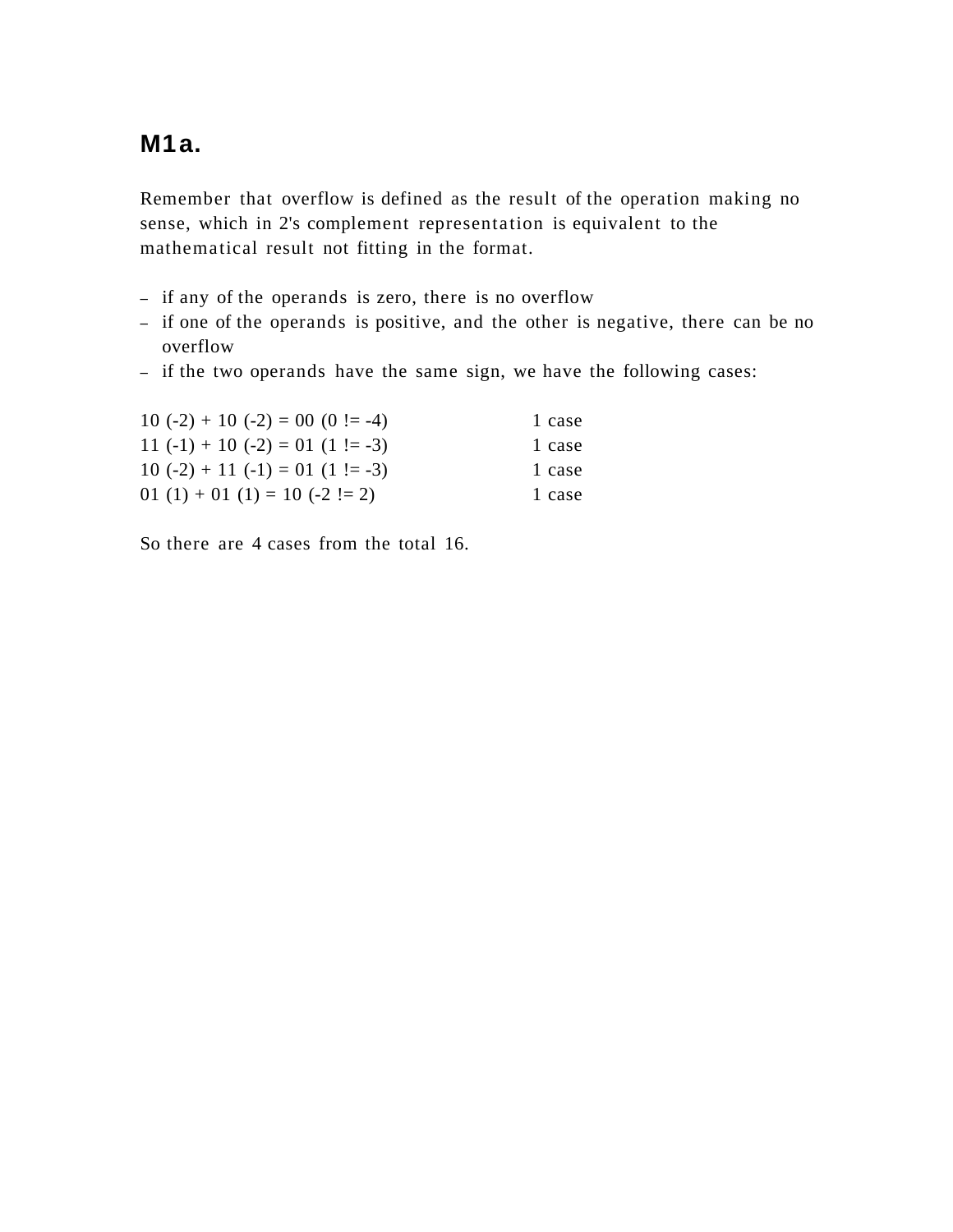# M1a.

Remember that overflow is defined as the result of the operation making no sense, which in 2's complement representation is equivalent to the mathematical result not fitting in the format.

- if any of the operands is zero, there is no overflow
- if one of the operands is positive, and the other is negative, there can be no overflow
- if the two operands have the same sign, we have the following cases:

| | |
|---|---|
| 10 (-2) + 10 (-2) = 00 (0 != -4) | 1 case |
| 11 (-1) + 10 (-2) = 01 (1 != -3) | 1 case |
| 10 (-2) + 11 (-1) = 01 (1 != -3) | 1 case |
| 01 (1) + 01 (1) = 10 (-2 != 2) | 1 case |

So there are 4 cases from the total 16.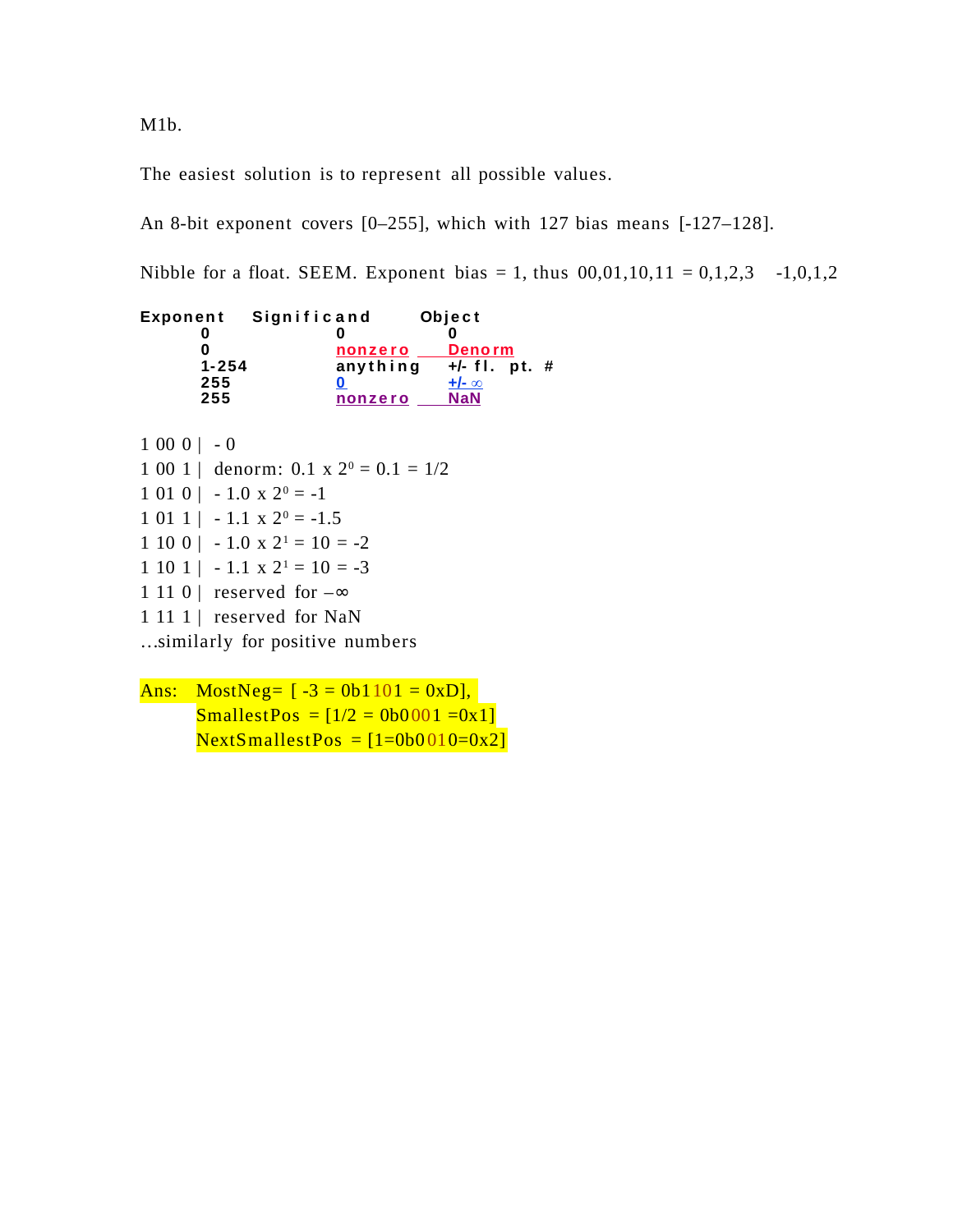M1b.

The easiest solution is to represent all possible values.

An 8-bit exponent covers [0–255], which with 127 bias means [-127–128].

Nibble for a float. SEEM. Exponent bias = 1, thus 00,01,10,11 = 0,1,2,3 -1,0,1,2

| Exponent | Significand | Object |
|---|---|---|
| 0 | 0 | 0 |
| 0 | nonzero | Denorm |
| 1-254 | anything | +/- fl. pt. # |
| 255 | 0 | +/- ∞ |
| 255 | nonzero | NaN |

1 00 0 | - 0

1 00 1 | denorm: 0.1 x $2^0$ = 0.1 = 1/2

1 01 0 | - 1.0 x $2^0$ = -1

1 01 1 | - 1.1 x $2^0$ = -1.5

1 10 0 | - 1.0 x $2^1$ = 10 = -2

1 10 1 | - 1.1 x $2^1$ = 10 = -3

1 11 0 | reserved for –∞

1 11 1 | reserved for NaN

…similarly for positive numbers

Ans: MostNeg= [ -3 = 0b1101 = 0xD],
SmallestPos = [1/2 = 0b0001 =0x1]
NextSmallestPos = [1=0b0010=0x2]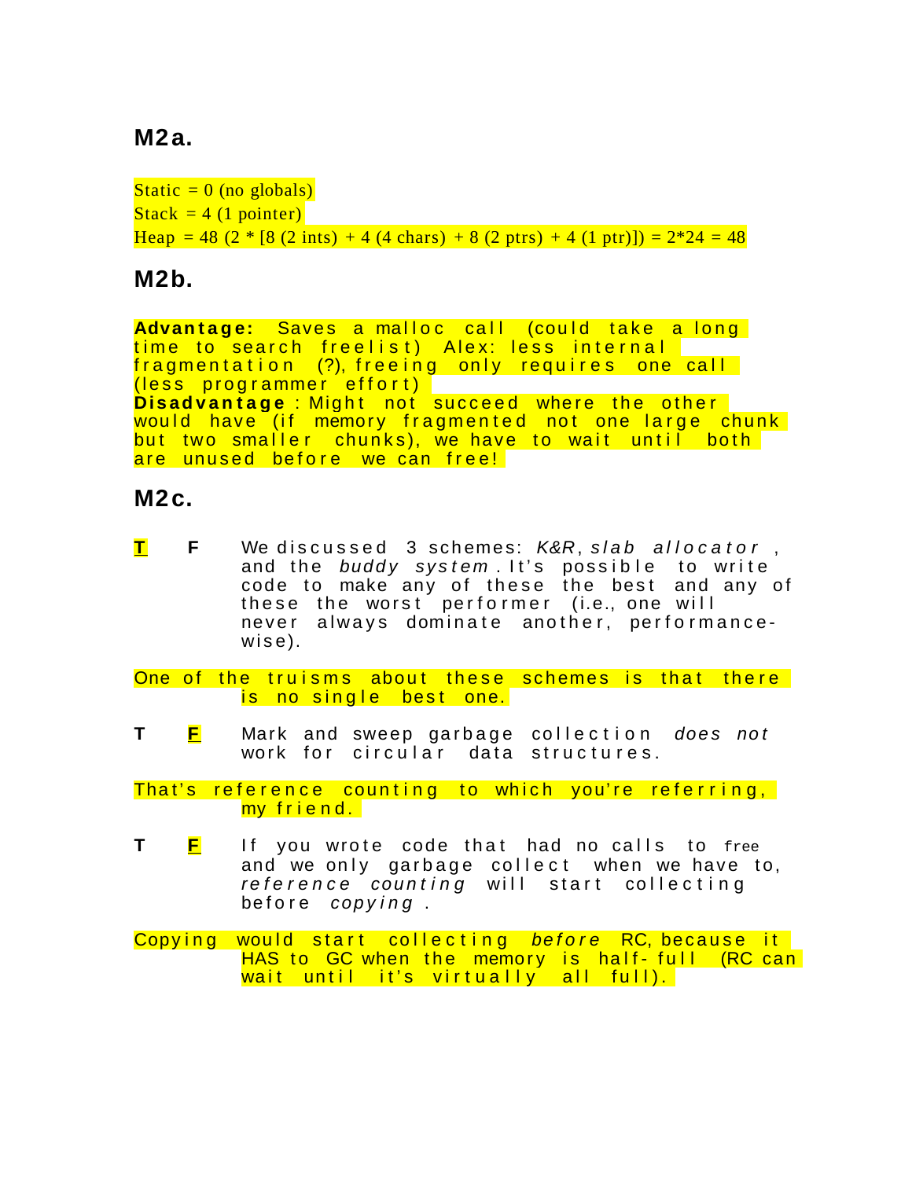## M2a.

Static = 0 (no globals)
Stack = 4 (1 pointer)
Heap = 48 (2 * [8 (2 ints) + 4 (4 chars) + 8 (2 ptrs) + 4 (1 ptr)]) = 2*24 = 48

## M2b.

**Advantage:** Saves a malloc call (could take a long time to search freelist) Alex: less internal fragmentation (?), freeing only requires one call (less programmer effort)
**Disadvantage**: Might not succeed where the other would have (if memory fragmented not one large chunk but two smaller chunks), we have to wait until both are unused before we can free!

## M2c.

**T** F We discussed 3 schemes: *K&R*, *slab allocator*, and the *buddy system*. It's possible to write code to make any of these the best and any of these the worst performer (i.e., one will never always dominate another, performance-wise).

One of the truisms about these schemes is that there is no single best one.

T **F** Mark and sweep garbage collection *does not* work for circular data structures.

That's reference counting to which you're referring, my friend.

T **F** If you wrote code that had no calls to `free` and we only garbage collect when we have to, *reference counting* will start collecting before *copying*.

Copying would start collecting *before* RC, because it HAS to GC when the memory is half-full (RC can wait until it's virtually all full).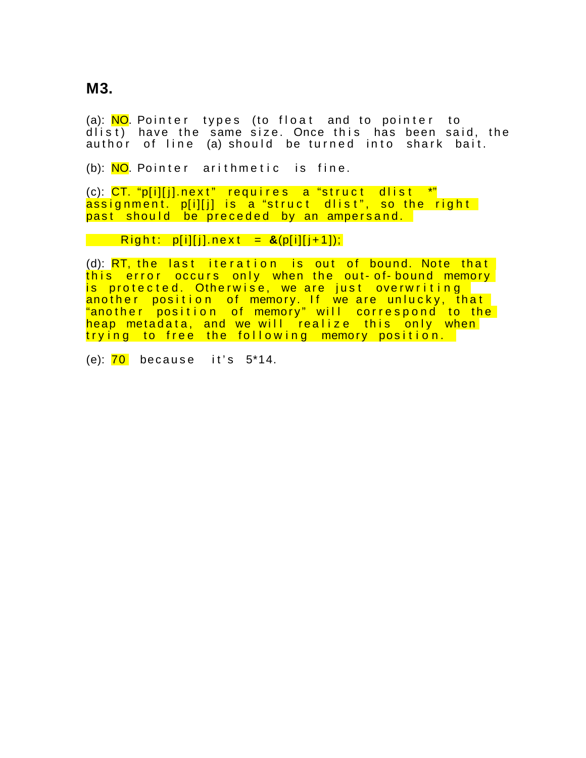## M3.

(a): NO. Pointer types (to float and to pointer to dlist) have the same size. Once this has been said, the author of line (a) should be turned into shark bait.

(b): NO. Pointer arithmetic is fine.

(c): CT. “p[i][j].next” requires a “struct dlist *” assignment. p[i][j] is a “struct dlist”, so the right past should be preceded by an ampersand.

```
Right: p[i][j].next = &(p[i][j+1]);
```

(d): RT, the last iteration is out of bound. Note that this error occurs only when the out-of-bound memory is protected. Otherwise, we are just overwriting another position of memory. If we are unlucky, that “another position of memory” will correspond to the heap metadata, and we will realize this only when trying to free the following memory position.

(e): 70 because it’s 5*14.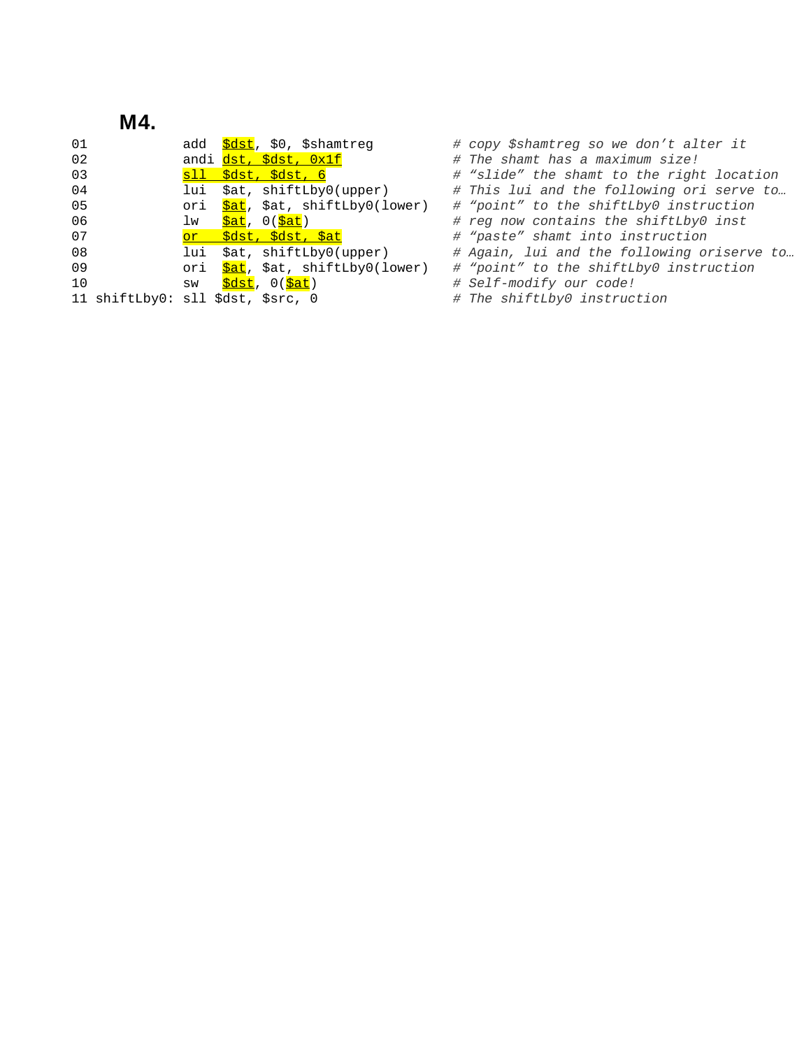## M4.

```
01            add  $dst, $0, $shamtreg          # copy $shamtreg so we don't alter it
02            andi dst, $dst, 0x1f              # The shamt has a maximum size!
03            sll  $dst, $dst, 6                # "slide" the shamt to the right location
04            lui  $at, shiftLby0(upper)        # This lui and the following ori serve to…
05            ori  $at, $at, shiftLby0(lower)   # "point" to the shiftLby0 instruction
06            lw   $at, 0($at)                  # reg now contains the shiftLby0 inst
07            or   $dst, $dst, $at              # "paste" shamt into instruction
08            lui  $at, shiftLby0(upper)        # Again, lui and the following oriserve to…
09            ori  $at, $at, shiftLby0(lower)   # "point" to the shiftLby0 instruction
10            sw   $dst, 0($at)                 # Self-modify our code!
11 shiftLby0: sll $dst, $src, 0                 # The shiftLby0 instruction
```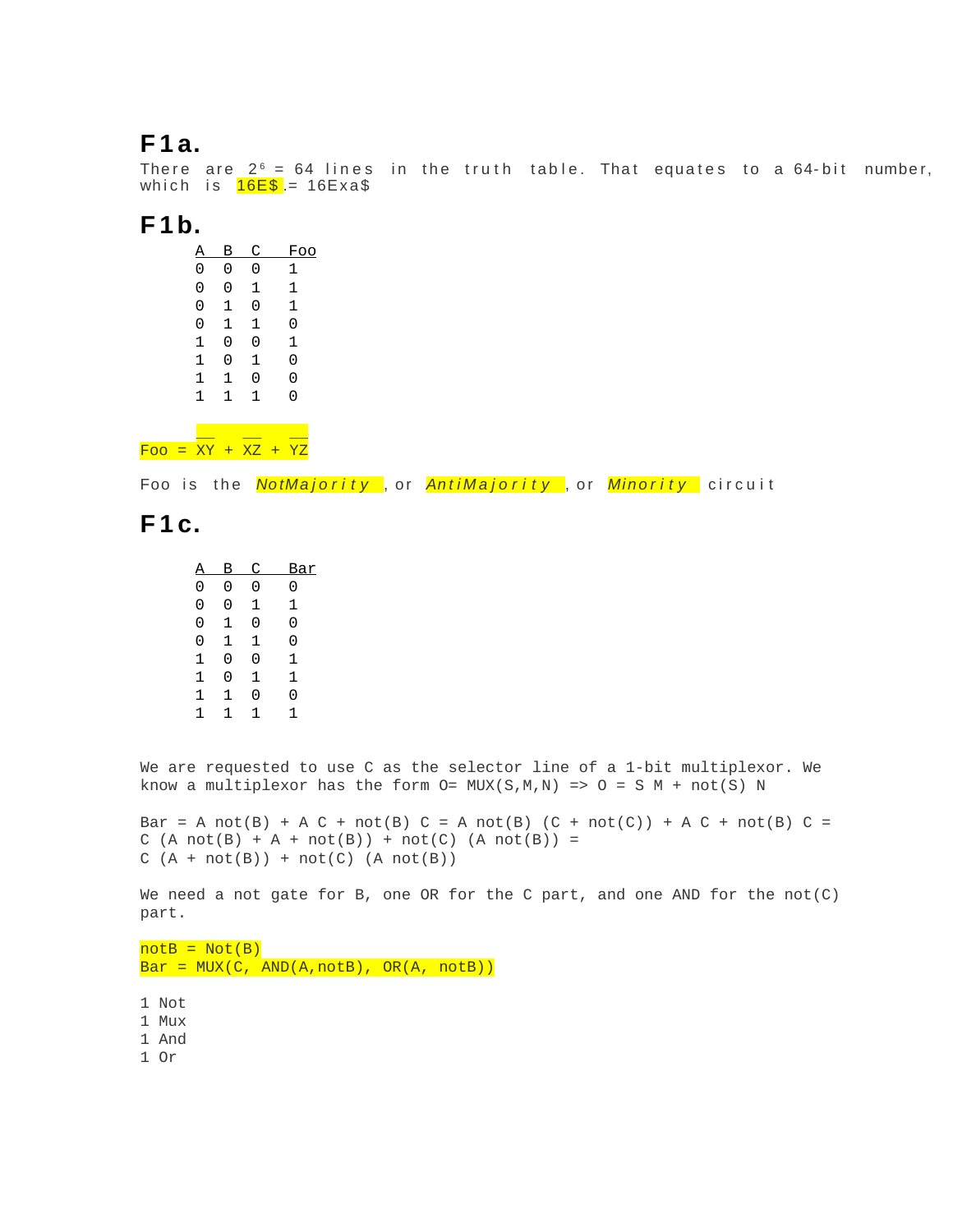## F1a.

There are $2^6 = 64$ lines in the truth table. That equates to a 64-bit number, which is 16E$ .= 16Exa$

## F1b.

| A | B | C | Foo |
|---|---|---|---|
| 0 | 0 | 0 | 1 |
| 0 | 0 | 1 | 1 |
| 0 | 1 | 0 | 1 |
| 0 | 1 | 1 | 0 |
| 1 | 0 | 0 | 1 |
| 1 | 0 | 1 | 0 |
| 1 | 1 | 0 | 0 |
| 1 | 1 | 1 | 0 |

$Foo = \overline{XY} + \overline{XZ} + \overline{YZ}$

Foo is the *NotMajority* , or *AntiMajority* , or *Minority* circuit

## F1c.

| A | B | C | Bar |
|---|---|---|---|
| 0 | 0 | 0 | 0 |
| 0 | 0 | 1 | 1 |
| 0 | 1 | 0 | 0 |
| 0 | 1 | 1 | 0 |
| 1 | 0 | 0 | 1 |
| 1 | 0 | 1 | 1 |
| 1 | 1 | 0 | 0 |
| 1 | 1 | 1 | 1 |

We are requested to use C as the selector line of a 1-bit multiplexor. We know a multiplexor has the form O= MUX(S,M,N) => O = S M + not(S) N

```
Bar = A not(B) + A C + not(B) C = A not(B) (C + not(C)) + A C + not(B) C =
C (A not(B) + A + not(B)) + not(C) (A not(B)) =
C (A + not(B)) + not(C) (A not(B))
```

We need a not gate for B, one OR for the C part, and one AND for the not(C) part.

```
notB = Not(B)
Bar = MUX(C, AND(A,notB), OR(A, notB))
```

1 Not
1 Mux
1 And
1 Or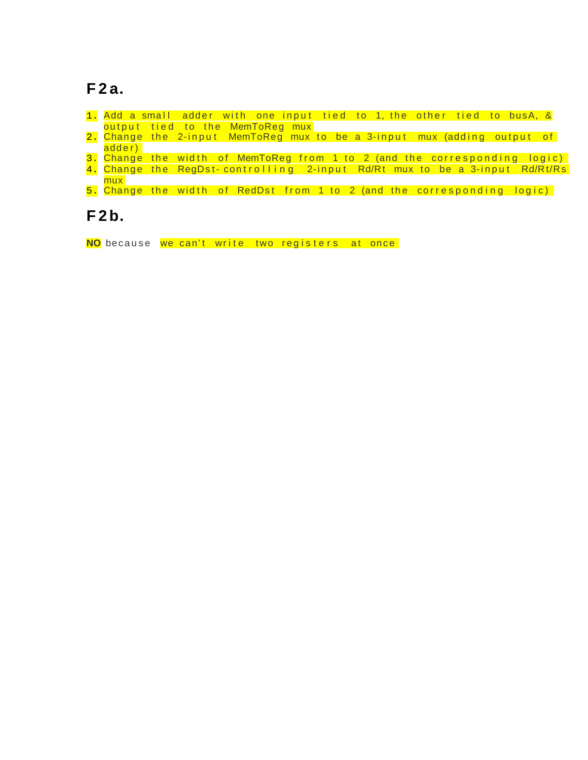## F2a.

1. Add a small adder with one input tied to 1, the other tied to busA, & output tied to the MemToReg mux
2. Change the 2-input MemToReg mux to be a 3-input mux (adding output of adder)
3. Change the width of MemToReg from 1 to 2 (and the corresponding logic)
4. Change the RegDst-controlling 2-input Rd/Rt mux to be a 3-input Rd/Rt/Rs mux
5. Change the width of RedDst from 1 to 2 (and the corresponding logic)

## F2b.

**NO** because we can't write two registers at once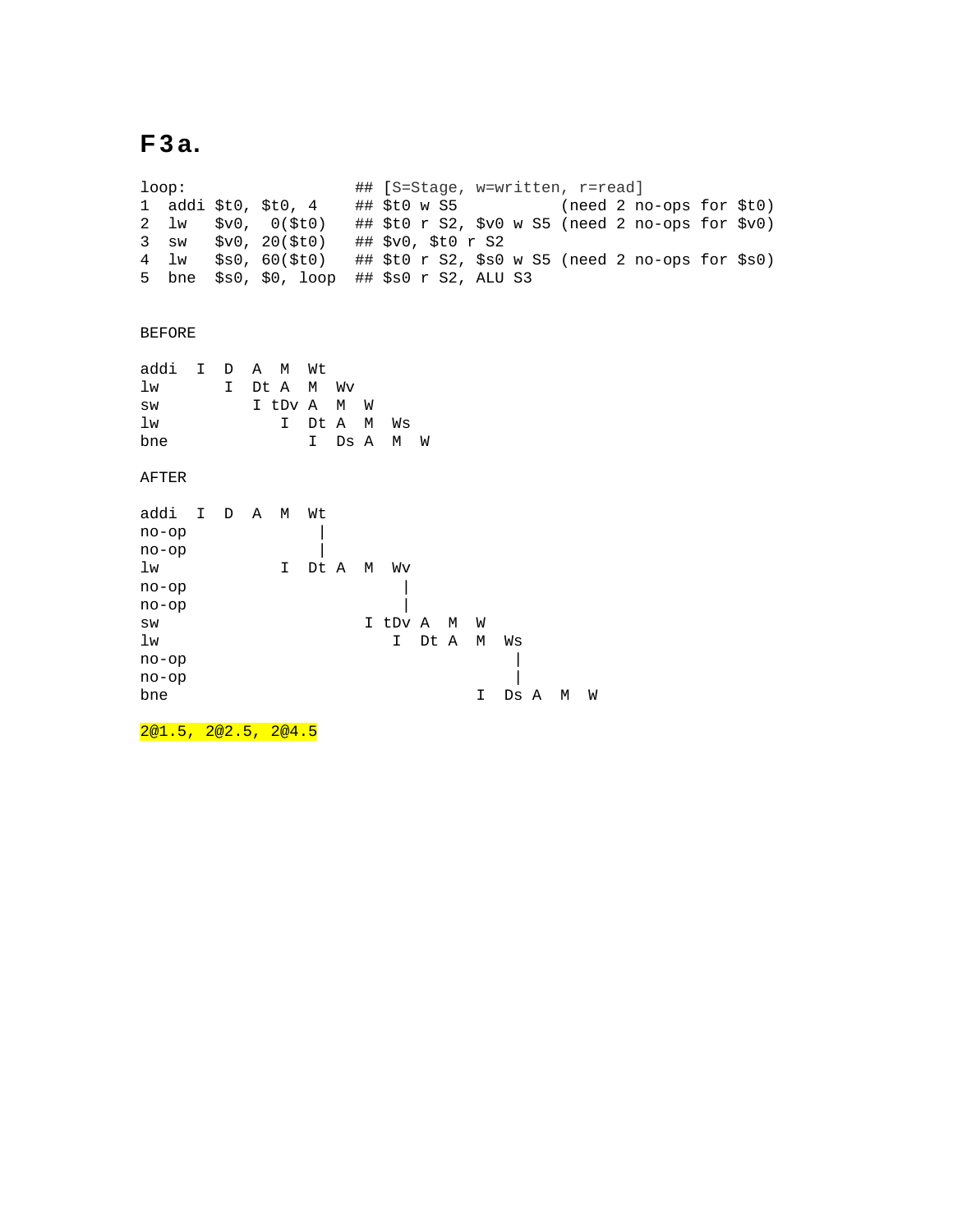# F3a.

```
loop:                    ## [S=Stage, w=written, r=read]
1  addi $t0, $t0, 4     ## $t0 w S5           (need 2 no-ops for $t0)
2  lw   $v0,  0($t0)    ## $t0 r S2, $v0 w S5 (need 2 no-ops for $v0)
3  sw   $v0, 20($t0)    ## $v0, $t0 r S2
4  lw   $s0, 60($t0)    ## $t0 r S2, $s0 w S5 (need 2 no-ops for $s0)
5  bne  $s0, $0, loop   ## $s0 r S2, ALU S3
```

```
BEFORE

addi  I  D  A  M  Wt
lw       I  Dt A  M  Wv
sw          I tDv A  M  W
lw             I  Dt A  M  Ws
bne               I  Ds A  M  W

AFTER

addi  I  D  A  M  Wt
no-op             |
no-op             |
lw             I  Dt A  M  Wv
no-op                     |
no-op                     |
sw                     I tDv A  M  W
lw                        I  Dt A  M  Ws
no-op                                |
no-op                                |
bne                                I  Ds A  M  W
```

2@1.5, 2@2.5, 2@4.5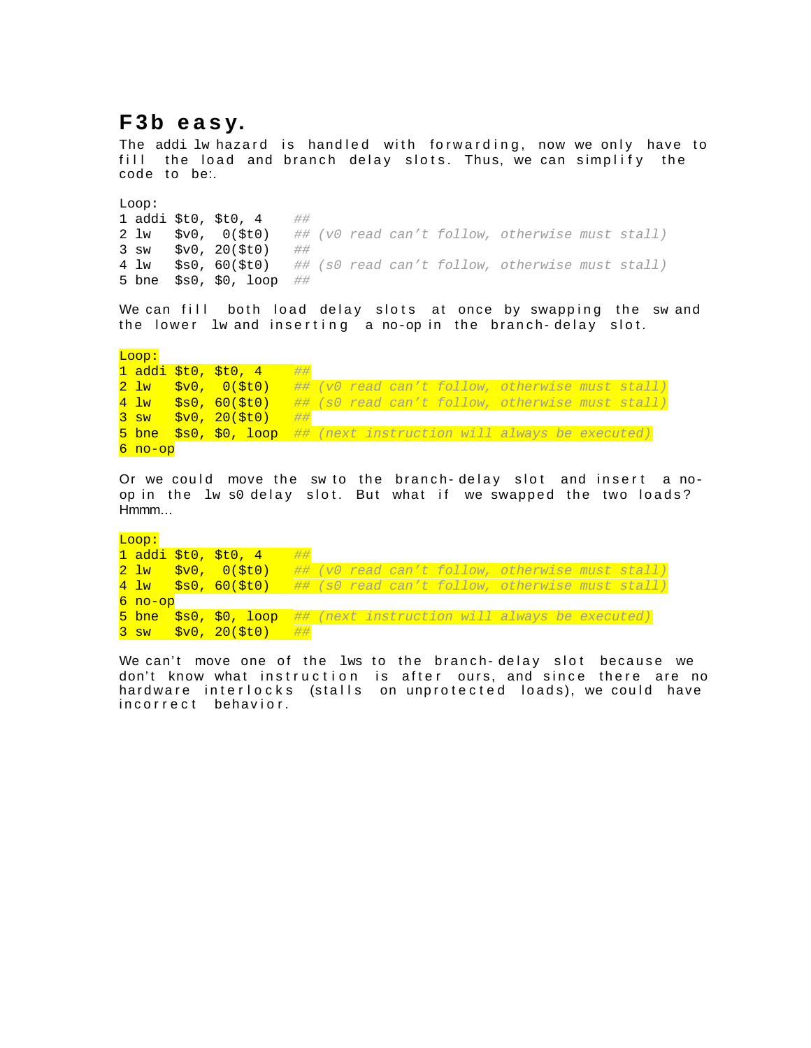## F3b easy.

The addi lw hazard is handled with forwarding, now we only have to fill the load and branch delay slots. Thus, we can simplify the code to be:.

```
Loop:
1 addi $t0, $t0, 4     ##
2 lw   $v0,  0($t0)    ## (v0 read can't follow, otherwise must stall)
3 sw   $v0, 20($t0)    ##
4 lw   $s0, 60($t0)    ## (s0 read can't follow, otherwise must stall)
5 bne  $s0, $0, loop   ##
```

We can fill both load delay slots at once by swapping the sw and the lower lw and inserting a no-op in the branch-delay slot.

```
Loop:
1 addi $t0, $t0, 4     ##
2 lw   $v0,  0($t0)    ## (v0 read can't follow, otherwise must stall)
4 lw   $s0, 60($t0)    ## (s0 read can't follow, otherwise must stall)
3 sw   $v0, 20($t0)    ##
5 bne  $s0, $0, loop   ## (next instruction will always be executed)
6 no-op
```

Or we could move the sw to the branch-delay slot and insert a no-op in the lw s0 delay slot. But what if we swapped the two loads? Hmmm…

```
Loop:
1 addi $t0, $t0, 4     ##
2 lw   $v0,  0($t0)    ## (v0 read can't follow, otherwise must stall)
4 lw   $s0, 60($t0)    ## (s0 read can't follow, otherwise must stall)
6 no-op
5 bne  $s0, $0, loop   ## (next instruction will always be executed)
3 sw   $v0, 20($t0)    ##
```

We can't move one of the lws to the branch-delay slot because we don't know what instruction is after ours, and since there are no hardware interlocks (stalls on unprotected loads), we could have incorrect behavior.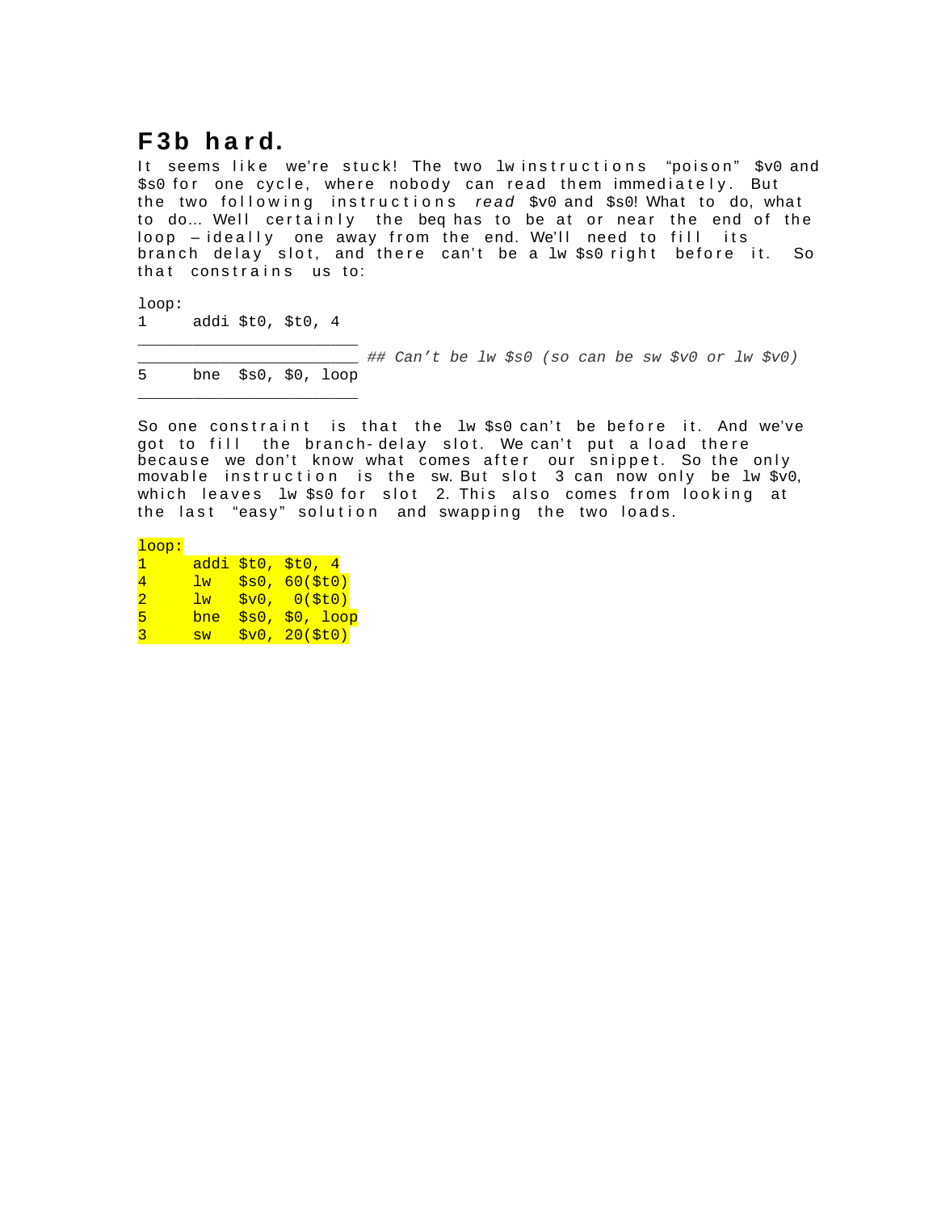## F3b hard.

It seems like we're stuck! The two lw instructions "poison" $v0 and $s0 for one cycle, where nobody can read them immediately. But the two following instructions *read* $v0 and $s0! What to do, what to do… Well certainly the beq has to be at or near the end of the loop – ideally one away from the end. We'll need to fill its branch delay slot, and there can't be a lw $s0 right before it. So that constrains us to:

```
loop:
1     addi $t0, $t0, 4
________________________
________________________ ## Can't be lw $s0 (so can be sw $v0 or lw $v0)
5     bne  $s0, $0, loop
________________________
```

So one constraint is that the lw $s0 can't be before it. And we've got to fill the branch-delay slot. We can't put a load there because we don't know what comes after our snippet. So the only movable instruction is the sw. But slot 3 can now only be lw $v0, which leaves lw $s0 for slot 2. This also comes from looking at the last "easy" solution and swapping the two loads.

```
loop:
1     addi $t0, $t0, 4
4     lw   $s0, 60($t0)
2     lw   $v0,  0($t0)
5     bne  $s0, $0, loop
3     sw   $v0, 20($t0)
```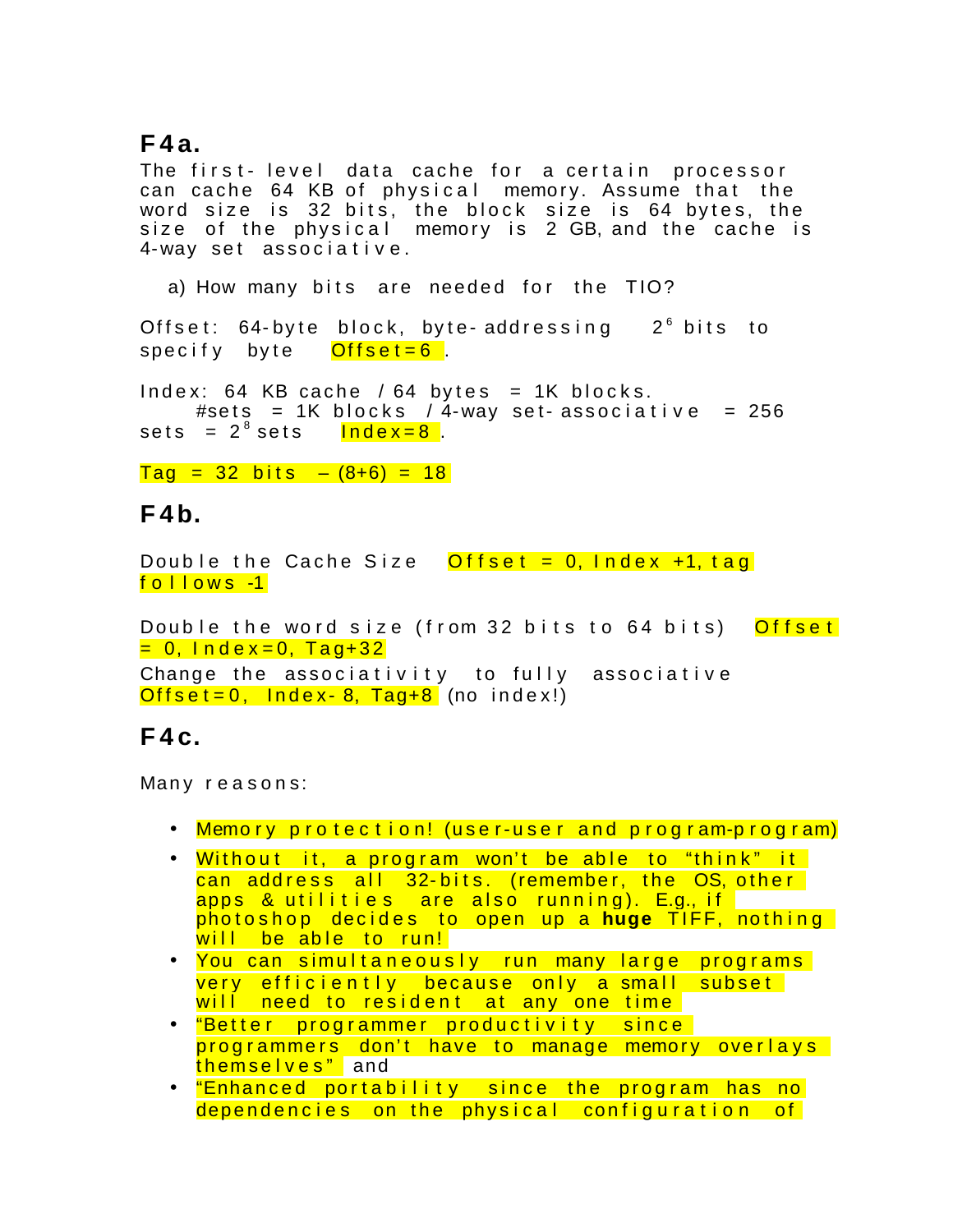## F4a.

The first-level data cache for a certain processor can cache 64 KB of physical memory. Assume that the word size is 32 bits, the block size is 64 bytes, the size of the physical memory is 2 GB, and the cache is 4-way set associative.

a) How many bits are needed for the TIO?

Offset: 64-byte block, byte-addressing $2^6$ bits to specify byte Offset=6 .

Index: 64 KB cache / 64 bytes = 1K blocks.
#sets = 1K blocks / 4-way set-associative = 256 sets = $2^8$ sets Index=8 .

Tag = 32 bits – (8+6) = 18

## F4b.

Double the Cache Size Offset = 0, Index +1, tag follows -1

Double the word size (from 32 bits to 64 bits) Offset = 0, Index=0, Tag+32

Change the associativity to fully associative Offset=0, Index-8, Tag+8 (no index!)

## F4c.

Many reasons:

- Memory protection! (user-user and program-program)
- Without it, a program won't be able to "think" it can address all 32-bits. (remember, the OS, other apps & utilities are also running). E.g., if photoshop decides to open up a **huge** TIFF, nothing will be able to run!
- You can simultaneously run many large programs very efficiently because only a small subset will need to resident at any one time
- "Better programmer productivity since programmers don't have to manage memory overlays themselves" and
- "Enhanced portability since the program has no dependencies on the physical configuration of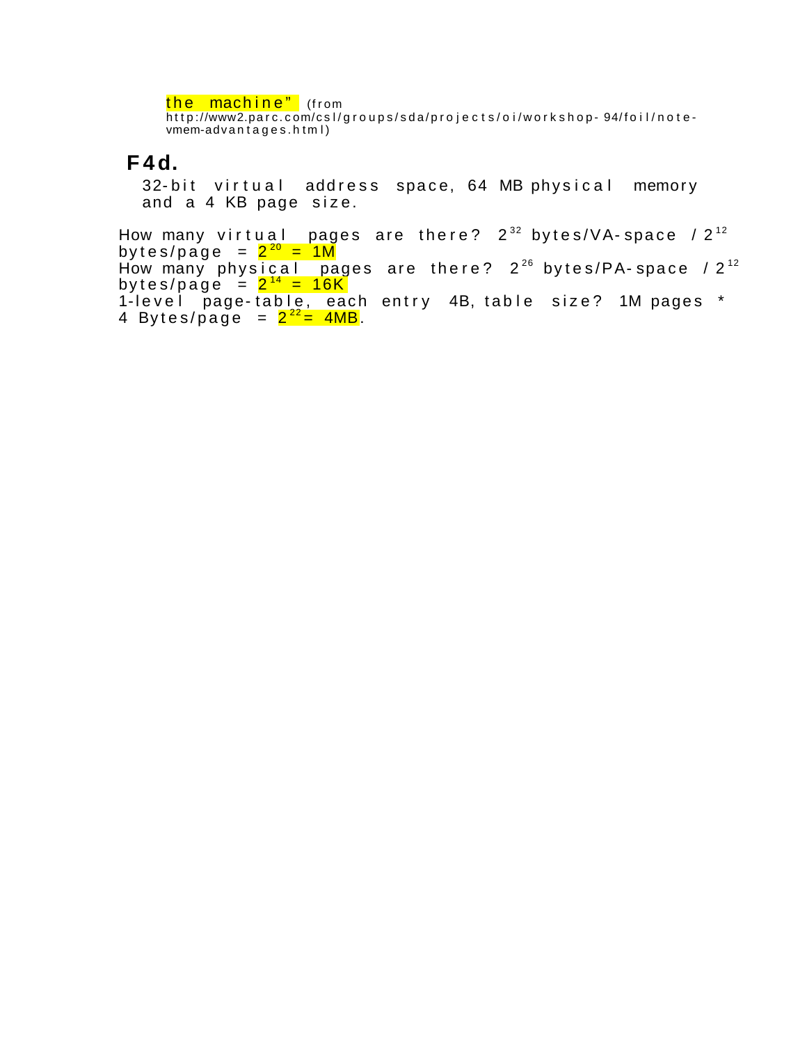the machine" (from http://www2.parc.com/csl/groups/sda/projects/oi/workshop-94/foil/note-vmem-advantages.html)

## F4d.

32-bit virtual address space, 64 MB physical memory and a 4 KB page size.

How many virtual pages are there? $2^{32}$ bytes/VA-space / $2^{12}$ bytes/page = $2^{20}$ = 1M
How many physical pages are there? $2^{26}$ bytes/PA-space / $2^{12}$ bytes/page = $2^{14}$ = 16K
1-level page-table, each entry 4B, table size? 1M pages * 4 Bytes/page = $2^{22}$= 4MB.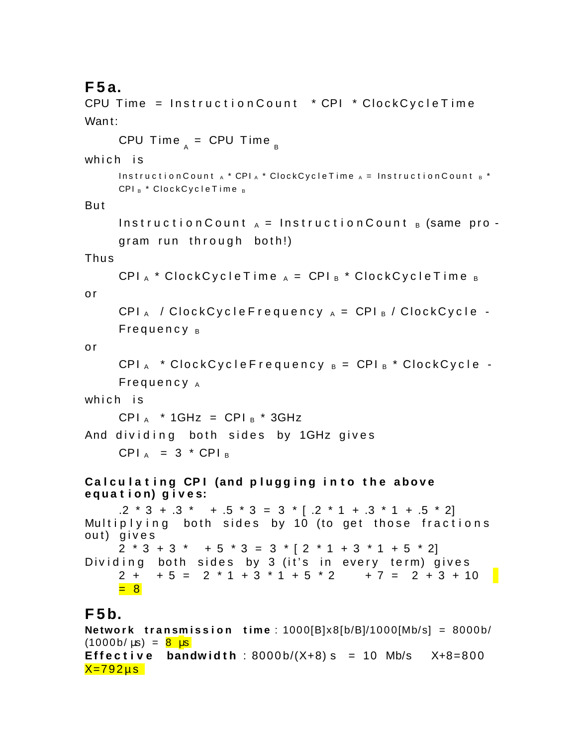## F5a.

CPU Time = InstructionCount * CPI * ClockCycleTime

Want:

$$CPU\ Time_A = CPU\ Time_B$$

which is

$$InstructionCount_A * CPI_A * ClockCycleTime_A = InstructionCount_B * CPI_B * ClockCycleTime_B$$

But

$InstructionCount_A = InstructionCount_B$ (same pro-gram run through both!)

Thus

$$CPI_A * ClockCycleTime_A = CPI_B * ClockCycleTime_B$$

or

$$CPI_A / ClockCycleFrequency_A = CPI_B / ClockCycleFrequency_B$$

or

$$CPI_A * ClockCycleFrequency_B = CPI_B * ClockCycleFrequency_A$$

which is

$$CPI_A * 1GHz = CPI_B * 3GHz$$

And dividing both sides by 1GHz gives

$$CPI_A = 3 * CPI_B$$

**Calculating CPI (and plugging into the above equation) gives:**

.2 * 3 + .3 * + .5 * 3 = 3 * [ .2 * 1 + .3 * 1 + .5 * 2]

Multiplying both sides by 10 (to get those fractions out) gives

2 * 3 + 3 * + 5 * 3 = 3 * [ 2 * 1 + 3 * 1 + 5 * 2]

Dividing both sides by 3 (it's in every term) gives

2 + + 5 = 2 * 1 + 3 * 1 + 5 * 2 + 7 = 2 + 3 + 10 = 8

## F5b.

**Network transmission time**: 1000[B]x8[b/B]/1000[Mb/s] = 8000b/(1000b/µs) = 8 µs

**Effective bandwidth**: 8000b/(X+8) s = 10 Mb/s X+8=800 X=792µs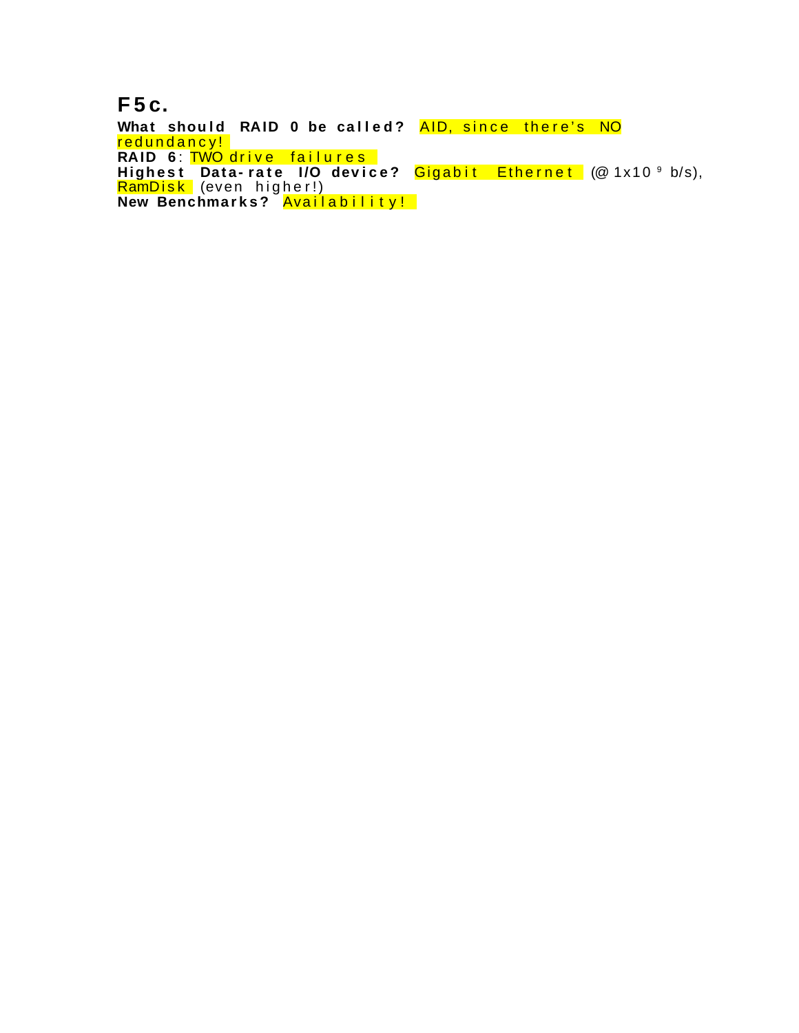# F5c.

**What should RAID 0 be called?** AID, since there's NO redundancy!

**RAID 6**: TWO drive failures

**Highest Data-rate I/O device?** Gigabit Ethernet (@ $1 \times 10^9$ b/s), RamDisk (even higher!)

**New Benchmarks?** Availability!